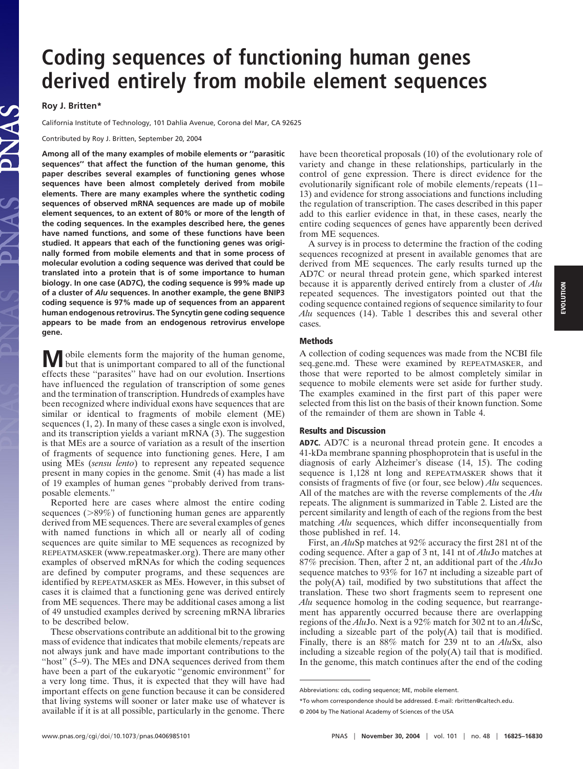# Coding sequences of functioning human genes derived entirely from mobile element sequences

**Roy J. Britten***

California Institute of Technology, 101 Dahlia Avenue, Corona del Mar, CA 92625

Contributed by Roy J. Britten, September 20, 2004

**Among all of the many examples of mobile elements or ''parasitic sequences'' that affect the function of the human genome, this paper describes several examples of functioning genes whose sequences have been almost completely derived from mobile elements. There are many examples where the synthetic coding sequences of observed mRNA sequences are made up of mobile element sequences, to an extent of 80% or more of the length of the coding sequences. In the examples described here, the genes have named functions, and some of these functions have been studied. It appears that each of the functioning genes was originally formed from mobile elements and that in some process of molecular evolution a coding sequence was derived that could be translated into a protein that is of some importance to human biology. In one case (AD7C), the coding sequence is 99% made up of a cluster of *Alu* sequences. In another example, the gene BNIP3 coding sequence is 97% made up of sequences from an apparent human endogenous retrovirus. The Syncytin gene coding sequence appears to be made from an endogenous retrovirus envelope gene.**

Mobile elements form the majority of the human genome, but that is unimportant compared to all of the functional effects these ''parasites'' have had on our evolution. Insertions have influenced the regulation of transcription of some genes and the termination of transcription. Hundreds of examples have been recognized where individual exons have sequences that are similar or identical to fragments of mobile element (ME) sequences (1, 2). In many of these cases a single exon is involved, and its transcription yields a variant mRNA (3). The suggestion is that MEs are a source of variation as a result of the insertion of fragments of sequence into functioning genes. Here, I am using MEs (*sensu lento*) to represent any repeated sequence present in many copies in the genome. Smit (4) has made a list of 19 examples of human genes ''probably derived from transposable elements.''

Reported here are cases where almost the entire coding sequences (>89%) of functioning human genes are apparently derived from ME sequences. There are several examples of genes with named functions in which all or nearly all of coding sequences are quite similar to ME sequences as recognized by REPEATMASKER (www.repeatmasker.org). There are many other examples of observed mRNAs for which the coding sequences are defined by computer programs, and these sequences are identified by REPEATMASKER as MEs. However, in this subset of cases it is claimed that a functioning gene was derived entirely from ME sequences. There may be additional cases among a list of 49 unstudied examples derived by screening mRNA libraries to be described below.

These observations contribute an additional bit to the growing mass of evidence that indicates that mobile elements/repeats are not always junk and have made important contributions to the ''host'' (5–9). The MEs and DNA sequences derived from them have been a part of the eukaryotic ''genomic environment'' for a very long time. Thus, it is expected that they will have had important effects on gene function because it can be considered that living systems will sooner or later make use of whatever is available if it is at all possible, particularly in the genome. There have been theoretical proposals (10) of the evolutionary role of variety and change in these relationships, particularly in the control of gene expression. There is direct evidence for the evolutionarily significant role of mobile elements/repeats (11–13) and evidence for strong associations and functions including the regulation of transcription. The cases described in this paper add to this earlier evidence in that, in these cases, nearly the entire coding sequences of genes have apparently been derived from ME sequences.

A survey is in process to determine the fraction of the coding sequences recognized at present in available genomes that are derived from ME sequences. The early results turned up the AD7C or neural thread protein gene, which sparked interest because it is apparently derived entirely from a cluster of *Alu* repeated sequences. The investigators pointed out that the coding sequence contained regions of sequence similarity to four *Alu* sequences (14). Table 1 describes this and several other cases.

## Methods

A collection of coding sequences was made from the NCBI file seq_gene.md. These were examined by REPEATMASKER, and those that were reported to be almost completely similar in sequence to mobile elements were set aside for further study. The examples examined in the first part of this paper were selected from this list on the basis of their known function. Some of the remainder of them are shown in Table 4.

## Results and Discussion

**AD7C.** AD7C is a neuronal thread protein gene. It encodes a 41-kDa membrane spanning phosphoprotein that is useful in the diagnosis of early Alzheimer's disease (14, 15). The coding sequence is 1,128 nt long and REPEATMASKER shows that it consists of fragments of five (or four, see below) *Alu* sequences. All of the matches are with the reverse complements of the *Alu* repeats. The alignment is summarized in Table 2. Listed are the percent similarity and length of each of the regions from the best matching *Alu* sequences, which differ inconsequentially from those published in ref. 14.

First, an *Alu*Sp matches at 92% accuracy the first 281 nt of the coding sequence. After a gap of 3 nt, 141 nt of *Alu*Jo matches at 87% precision. Then, after 2 nt, an additional part of the *Alu*Jo sequence matches to 93% for 167 nt including a sizeable part of the poly(A) tail, modified by two substitutions that affect the translation. These two short fragments seem to represent one *Alu* sequence homolog in the coding sequence, but rearrangement has apparently occurred because there are overlapping regions of the *Alu*Jo. Next is a 92% match for 302 nt to an *Alu*Sc, including a sizeable part of the poly(A) tail that is modified. Finally, there is an 88% match for 239 nt to an *Alu*Sx, also including a sizeable region of the poly(A) tail that is modified. In the genome, this match continues after the end of the coding

---

Abbreviations: cds, coding sequence; ME, mobile element.

*To whom correspondence should be addressed. E-mail: rbritten@caltech.edu.

© 2004 by The National Academy of Sciences of the USA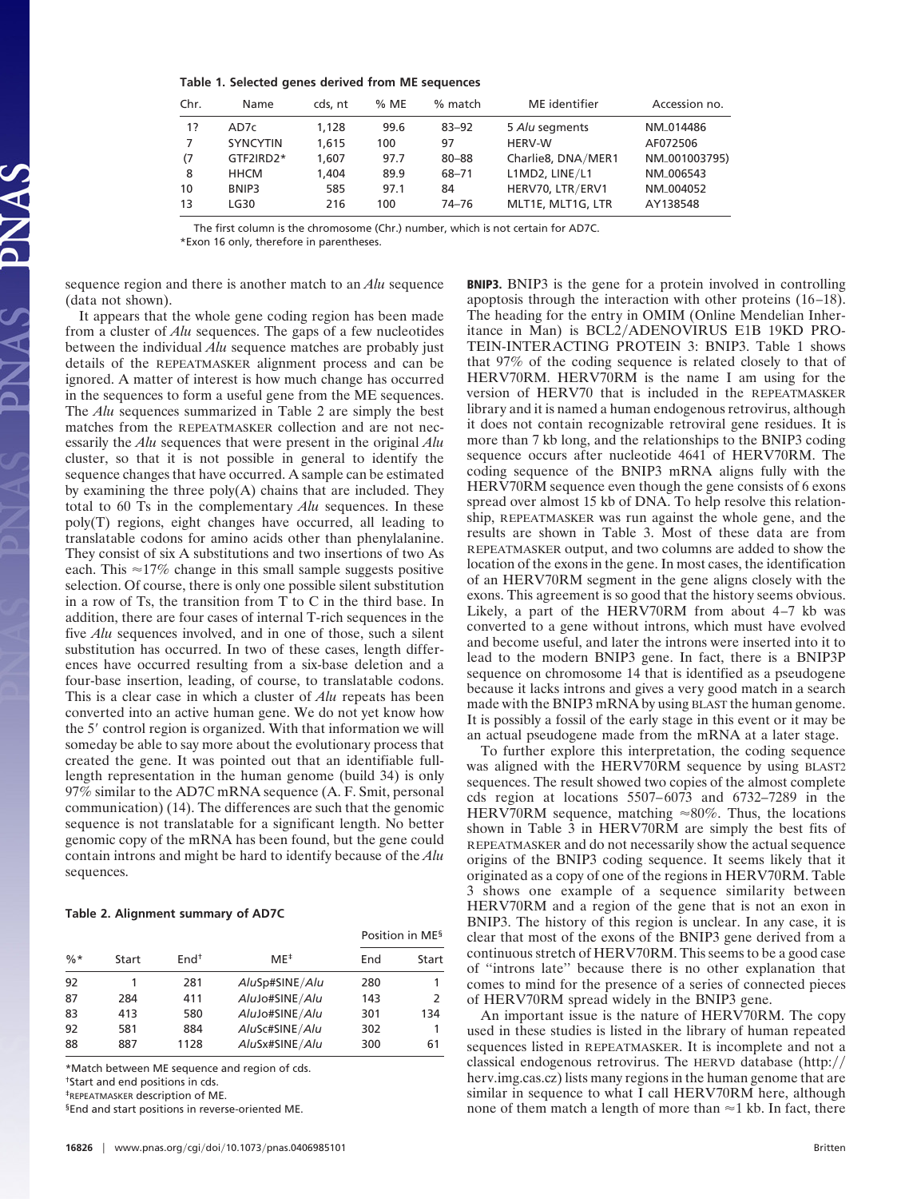**Table 1. Selected genes derived from ME sequences**

| Chr. | Name | cds, nt | % ME | % match | ME identifier | Accession no. |
|---|---|---|---|---|---|---|
| 1? | AD7c | 1,128 | 99.6 | 83–92 | 5 *Alu* segments | NM_014486 |
| 7 | SYNCYTIN | 1,615 | 100 | 97 | HERV-W | AF072506 |
| (7 | GTF2IRD2* | 1,607 | 97.7 | 80–88 | Charlie8, DNA/MER1 | NM_001003795) |
| 8 | HHCM | 1,404 | 89.9 | 68–71 | L1MD2, LINE/L1 | NM_006543 |
| 10 | BNIP3 | 585 | 97.1 | 84 | HERV70, LTR/ERV1 | NM_004052 |
| 13 | LG30 | 216 | 100 | 74–76 | MLT1E, MLT1G, LTR | AY138548 |

The first column is the chromosome (Chr.) number, which is not certain for AD7C.
*Exon 16 only, therefore in parentheses.

sequence region and there is another match to an *Alu* sequence (data not shown).

It appears that the whole gene coding region has been made from a cluster of *Alu* sequences. The gaps of a few nucleotides between the individual *Alu* sequence matches are probably just details of the REPEATMASKER alignment process and can be ignored. A matter of interest is how much change has occurred in the sequences to form a useful gene from the ME sequences. The *Alu* sequences summarized in Table 2 are simply the best matches from the REPEATMASKER collection and are not necessarily the *Alu* sequences that were present in the original *Alu* cluster, so that it is not possible in general to identify the sequence changes that have occurred. A sample can be estimated by examining the three poly(A) chains that are included. They total to 60 Ts in the complementary *Alu* sequences. In these poly(T) regions, eight changes have occurred, all leading to translatable codons for amino acids other than phenylalanine. They consist of six A substitutions and two insertions of two As each. This ≈17% change in this small sample suggests positive selection. Of course, there is only one possible silent substitution in a row of Ts, the transition from T to C in the third base. In addition, there are four cases of internal T-rich sequences in the five *Alu* sequences involved, and in one of those, such a silent substitution has occurred. In two of these cases, length differences have occurred resulting from a six-base deletion and a four-base insertion, leading, of course, to translatable codons. This is a clear case in which a cluster of *Alu* repeats has been converted into an active human gene. We do not yet know how the 5′ control region is organized. With that information we will someday be able to say more about the evolutionary process that created the gene. It was pointed out that an identifiable full-length representation in the human genome (build 34) is only 97% similar to the AD7C mRNA sequence (A. F. Smit, personal communication) (14). The differences are such that the genomic sequence is not translatable for a significant length. No better genomic copy of the mRNA has been found, but the gene could contain introns and might be hard to identify because of the *Alu* sequences.

**Table 2. Alignment summary of AD7C**

| | | | | Position in ME§ | |
|---|---|---|---|---|---|
| %* | Start | End† | ME‡ | End | Start |
| 92 | 1 | 281 | *Alu*Sp#SINE/*Alu* | 280 | 1 |
| 87 | 284 | 411 | *Alu*Jo#SINE/*Alu* | 143 | 2 |
| 83 | 413 | 580 | *Alu*Jo#SINE/*Alu* | 301 | 134 |
| 92 | 581 | 884 | *Alu*Sc#SINE/*Alu* | 302 | 1 |
| 88 | 887 | 1128 | *Alu*Sx#SINE/*Alu* | 300 | 61 |

*Match between ME sequence and region of cds.
†Start and end positions in cds.
‡REPEATMASKER description of ME.
§End and start positions in reverse-oriented ME.

**BNIP3.** BNIP3 is the gene for a protein involved in controlling apoptosis through the interaction with other proteins (16–18). The heading for the entry in OMIM (Online Mendelian Inheritance in Man) is BCL2/ADENOVIRUS E1B 19KD PROTEIN-INTERACTING PROTEIN 3: BNIP3. Table 1 shows that 97% of the coding sequence is related closely to that of HERV70RM. HERV70RM is the name I am using for the version of HERV70 that is included in the REPEATMASKER library and it is named a human endogenous retrovirus, although it does not contain recognizable retroviral gene residues. It is more than 7 kb long, and the relationships to the BNIP3 coding sequence occurs after nucleotide 4641 of HERV70RM. The coding sequence of the BNIP3 mRNA aligns fully with the HERV70RM sequence even though the gene consists of 6 exons spread over almost 15 kb of DNA. To help resolve this relationship, REPEATMASKER was run against the whole gene, and the results are shown in Table 3. Most of these data are from REPEATMASKER output, and two columns are added to show the location of the exons in the gene. In most cases, the identification of an HERV70RM segment in the gene aligns closely with the exons. This agreement is so good that the history seems obvious. Likely, a part of the HERV70RM from about 4–7 kb was converted to a gene without introns, which must have evolved and become useful, and later the introns were inserted into it to lead to the modern BNIP3 gene. In fact, there is a BNIP3P sequence on chromosome 14 that is identified as a pseudogene because it lacks introns and gives a very good match in a search made with the BNIP3 mRNA by using BLAST the human genome. It is possibly a fossil of the early stage in this event or it may be an actual pseudogene made from the mRNA at a later stage.

To further explore this interpretation, the coding sequence was aligned with the HERV70RM sequence by using BLAST2 sequences. The result showed two copies of the almost complete cds region at locations 5507–6073 and 6732–7289 in the HERV70RM sequence, matching ≈80%. Thus, the locations shown in Table 3 in HERV70RM are simply the best fits of REPEATMASKER and do not necessarily show the actual sequence origins of the BNIP3 coding sequence. It seems likely that it originated as a copy of one of the regions in HERV70RM. Table 3 shows one example of a sequence similarity between HERV70RM and a region of the gene that is not an exon in BNIP3. The history of this region is unclear. In any case, it is clear that most of the exons of the BNIP3 gene derived from a continuous stretch of HERV70RM. This seems to be a good case of "introns late" because there is no other explanation that comes to mind for the presence of a series of connected pieces of HERV70RM spread widely in the BNIP3 gene.

An important issue is the nature of HERV70RM. The copy used in these studies is listed in the library of human repeated sequences listed in REPEATMASKER. It is incomplete and not a classical endogenous retrovirus. The HERVD database (http://herv.img.cas.cz) lists many regions in the human genome that are similar in sequence to what I call HERV70RM here, although none of them match a length of more than ≈1 kb. In fact, there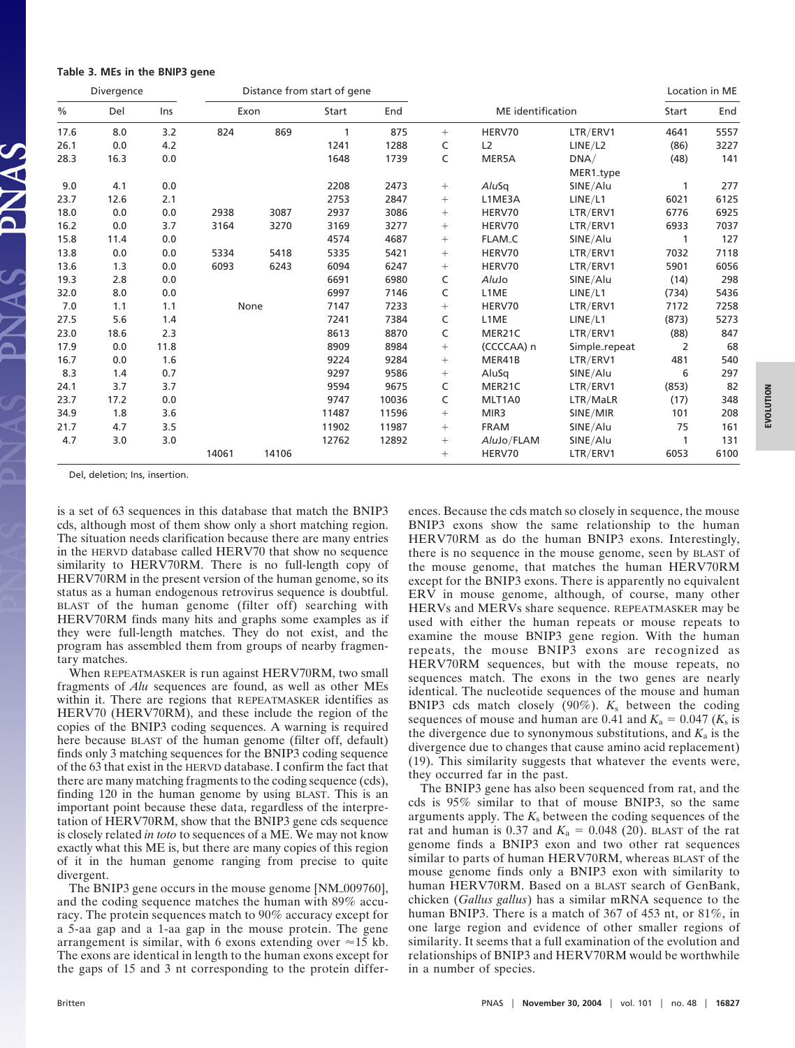**Table 3. MEs in the BNIP3 gene**

| Divergence | | | Distance from start of gene | | | | ME identification | | | Location in ME | |
|---|---|---|---|---|---|---|---|---|---|---|---|
| % | Del | Ins | Exon | | Start | End | | | | Start | End |
| 17.6 | 8.0 | 3.2 | 824 | 869 | 1 | 875 | + | HERV70 | LTR/ERV1 | 4641 | 5557 |
| 26.1 | 0.0 | 4.2 | | | 1241 | 1288 | C | L2 | LINE/L2 | (86) | 3227 |
| 28.3 | 16.3 | 0.0 | | | 1648 | 1739 | C | MER5A | DNA/ MER1_type | (48) | 141 |
| 9.0 | 4.1 | 0.0 | | | 2208 | 2473 | + | *Alu*Sq | SINE/Alu | 1 | 277 |
| 23.7 | 12.6 | 2.1 | | | 2753 | 2847 | + | L1ME3A | LINE/L1 | 6021 | 6125 |
| 18.0 | 0.0 | 0.0 | 2938 | 3087 | 2937 | 3086 | + | HERV70 | LTR/ERV1 | 6776 | 6925 |
| 16.2 | 0.0 | 3.7 | 3164 | 3270 | 3169 | 3277 | + | HERV70 | LTR/ERV1 | 6933 | 7037 |
| 15.8 | 11.4 | 0.0 | | | 4574 | 4687 | + | FLAM_C | SINE/Alu | 1 | 127 |
| 13.8 | 0.0 | 0.0 | 5334 | 5418 | 5335 | 5421 | + | HERV70 | LTR/ERV1 | 7032 | 7118 |
| 13.6 | 1.3 | 0.0 | 6093 | 6243 | 6094 | 6247 | + | HERV70 | LTR/ERV1 | 5901 | 6056 |
| 19.3 | 2.8 | 0.0 | | | 6691 | 6980 | C | *Alu*Jo | SINE/Alu | (14) | 298 |
| 32.0 | 8.0 | 0.0 | | | 6997 | 7146 | C | L1ME | LINE/L1 | (734) | 5436 |
| 7.0 | 1.1 | 1.1 | None | | 7147 | 7233 | + | HERV70 | LTR/ERV1 | 7172 | 7258 |
| 27.5 | 5.6 | 1.4 | | | 7241 | 7384 | C | L1ME | LINE/L1 | (873) | 5273 |
| 23.0 | 18.6 | 2.3 | | | 8613 | 8870 | C | MER21C | LTR/ERV1 | (88) | 847 |
| 17.9 | 0.0 | 11.8 | | | 8909 | 8984 | + | (CCCCAA) n | Simple_repeat | 2 | 68 |
| 16.7 | 0.0 | 1.6 | | | 9224 | 9284 | + | MER41B | LTR/ERV1 | 481 | 540 |
| 8.3 | 1.4 | 0.7 | | | 9297 | 9586 | + | AluSq | SINE/Alu | 6 | 297 |
| 24.1 | 3.7 | 3.7 | | | 9594 | 9675 | C | MER21C | LTR/ERV1 | (853) | 82 |
| 23.7 | 17.2 | 0.0 | | | 9747 | 10036 | C | MLT1A0 | LTR/MaLR | (17) | 348 |
| 34.9 | 1.8 | 3.6 | | | 11487 | 11596 | + | MIR3 | SINE/MIR | 101 | 208 |
| 21.7 | 4.7 | 3.5 | | | 11902 | 11987 | + | FRAM | SINE/Alu | 75 | 161 |
| 4.7 | 3.0 | 3.0 | | | 12762 | 12892 | + | *Alu*Jo/FLAM | SINE/Alu | 1 | 131 |
| | | | 14061 | 14106 | | | + | HERV70 | LTR/ERV1 | 6053 | 6100 |

Del, deletion; Ins, insertion.

is a set of 63 sequences in this database that match the BNIP3 cds, although most of them show only a short matching region. The situation needs clarification because there are many entries in the HERVD database called HERV70 that show no sequence similarity to HERV70RM. There is no full-length copy of HERV70RM in the present version of the human genome, so its status as a human endogenous retrovirus sequence is doubtful. BLAST of the human genome (filter off) searching with HERV70RM finds many hits and graphs some examples as if they were full-length matches. They do not exist, and the program has assembled them from groups of nearby fragmentary matches.

When REPEATMASKER is run against HERV70RM, two small fragments of *Alu* sequences are found, as well as other MEs within it. There are regions that REPEATMASKER identifies as HERV70 (HERV70RM), and these include the region of the copies of the BNIP3 coding sequences. A warning is required here because BLAST of the human genome (filter off, default) finds only 3 matching sequences for the BNIP3 coding sequence of the 63 that exist in the HERVD database. I confirm the fact that there are many matching fragments to the coding sequence (cds), finding 120 in the human genome by using BLAST. This is an important point because these data, regardless of the interpretation of HERV70RM, show that the BNIP3 gene cds sequence is closely related *in toto* to sequences of a ME. We may not know exactly what this ME is, but there are many copies of this region of it in the human genome ranging from precise to quite divergent.

The BNIP3 gene occurs in the mouse genome [NM_009760], and the coding sequence matches the human with 89% accuracy. The protein sequences match to 90% accuracy except for a 5-aa gap and a 1-aa gap in the mouse protein. The gene arrangement is similar, with 6 exons extending over ≈15 kb. The exons are identical in length to the human exons except for the gaps of 15 and 3 nt corresponding to the protein differences. Because the cds match so closely in sequence, the mouse BNIP3 exons show the same relationship to the human HERV70RM as do the human BNIP3 exons. Interestingly, there is no sequence in the mouse genome, seen by BLAST of the mouse genome, that matches the human HERV70RM except for the BNIP3 exons. There is apparently no equivalent ERV in mouse genome, although, of course, many other HERVs and MERVs share sequence. REPEATMASKER may be used with either the human repeats or mouse repeats to examine the mouse BNIP3 gene region. With the human repeats, the mouse BNIP3 exons are recognized as HERV70RM sequences, but with the mouse repeats, no sequences match. The exons in the two genes are nearly identical. The nucleotide sequences of the mouse and human BNIP3 cds match closely (90%). $K_s$ between the coding sequences of mouse and human are 0.41 and $K_a = 0.047$ ($K_s$ is the divergence due to synonymous substitutions, and $K_a$ is the divergence due to changes that cause amino acid replacement) (19). This similarity suggests that whatever the events were, they occurred far in the past.

The BNIP3 gene has also been sequenced from rat, and the cds is 95% similar to that of mouse BNIP3, so the same arguments apply. The $K_s$ between the coding sequences of the rat and human is 0.37 and $K_a = 0.048$ (20). BLAST of the rat genome finds a BNIP3 exon and two other rat sequences similar to parts of human HERV70RM, whereas BLAST of the mouse genome finds only a BNIP3 exon with similarity to human HERV70RM. Based on a BLAST search of GenBank, chicken (*Gallus gallus*) has a similar mRNA sequence to the human BNIP3. There is a match of 367 of 453 nt, or 81%, in one large region and evidence of other smaller regions of similarity. It seems that a full examination of the evolution and relationships of BNIP3 and HERV70RM would be worthwhile in a number of species.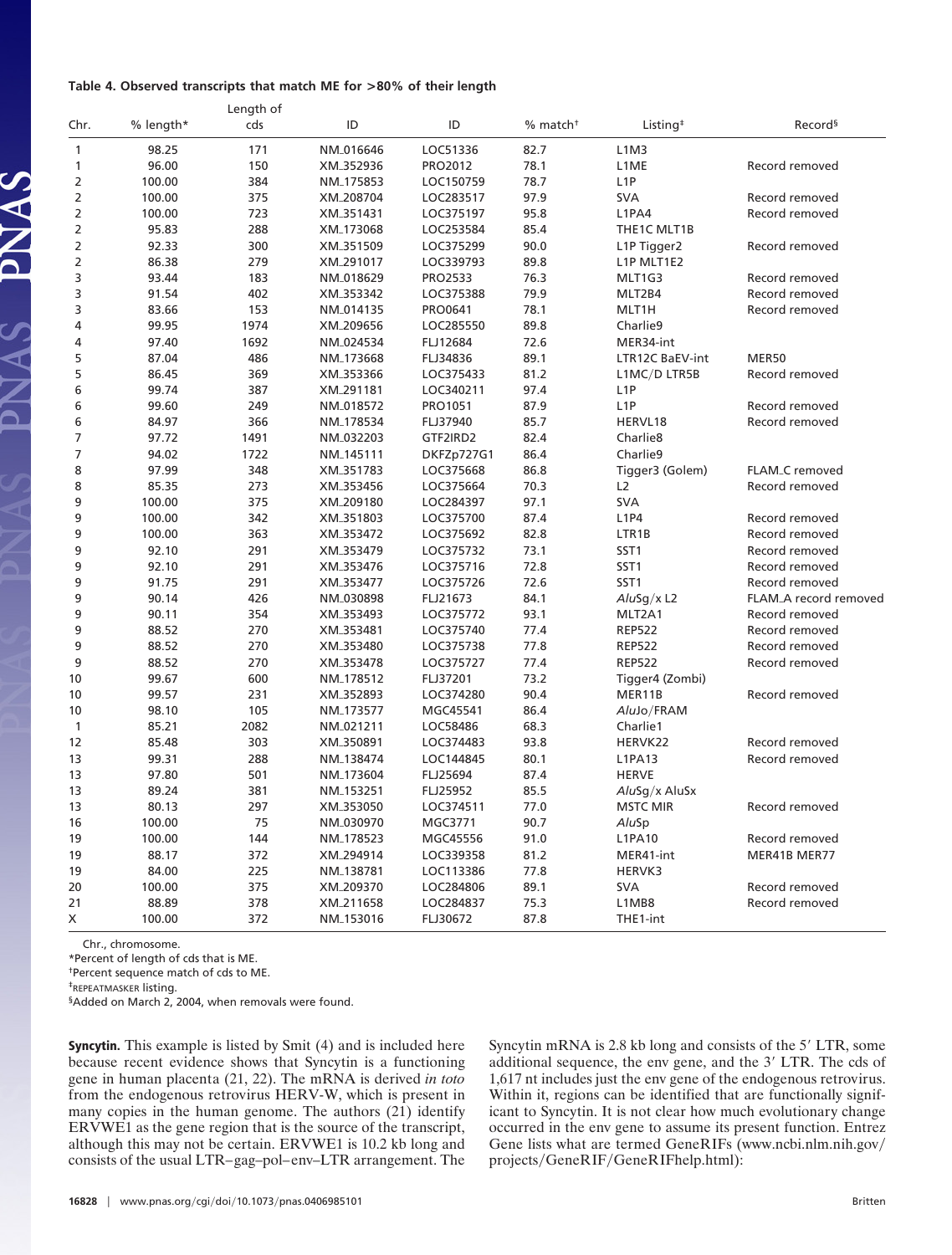**Table 4. Observed transcripts that match ME for >80% of their length**

| Chr. | % length* | Length of cds | ID | ID | % match† | Listing‡ | Record§ |
|---|---|---|---|---|---|---|---|
| 1 | 98.25 | 171 | NM_016646 | LOC51336 | 82.7 | L1M3 | |
| 1 | 96.00 | 150 | XM_352936 | PRO2012 | 78.1 | L1ME | Record removed |
| 2 | 100.00 | 384 | NM_175853 | LOC150759 | 78.7 | L1P | |
| 2 | 100.00 | 375 | XM_208704 | LOC283517 | 97.9 | SVA | Record removed |
| 2 | 100.00 | 723 | XM_351431 | LOC375197 | 95.8 | L1PA4 | Record removed |
| 2 | 95.83 | 288 | XM_173068 | LOC253584 | 85.4 | THE1C MLT1B | |
| 2 | 92.33 | 300 | XM_351509 | LOC375299 | 90.0 | L1P Tigger2 | Record removed |
| 2 | 86.38 | 279 | XM_291017 | LOC339793 | 89.8 | L1P MLT1E2 | |
| 3 | 93.44 | 183 | NM_018629 | PRO2533 | 76.3 | MLT1G3 | Record removed |
| 3 | 91.54 | 402 | XM_353342 | LOC375388 | 79.9 | MLT2B4 | Record removed |
| 3 | 83.66 | 153 | NM_014135 | PRO0641 | 78.1 | MLT1H | Record removed |
| 4 | 99.95 | 1974 | XM_209656 | LOC285550 | 89.8 | Charlie9 | |
| 4 | 97.40 | 1692 | NM_024534 | FLJ12684 | 72.6 | MER34-int | |
| 5 | 87.04 | 486 | NM_173668 | FLJ34836 | 89.1 | LTR12C BaEV-int | MER50 |
| 5 | 86.45 | 369 | XM_353366 | LOC375433 | 81.2 | L1MC/D LTR5B | Record removed |
| 6 | 99.74 | 387 | XM_291181 | LOC340211 | 97.4 | L1P | |
| 6 | 99.60 | 249 | NM_018572 | PRO1051 | 87.9 | L1P | Record removed |
| 6 | 84.97 | 366 | NM_178534 | FLJ37940 | 85.7 | HERVL18 | Record removed |
| 7 | 97.72 | 1491 | NM_032203 | GTF2IRD2 | 82.4 | Charlie8 | |
| 7 | 94.02 | 1722 | NM_145111 | DKFZp727G1 | 86.4 | Charlie9 | |
| 8 | 97.99 | 348 | XM_351783 | LOC375668 | 86.8 | Tigger3 (Golem) | FLAM_C removed |
| 8 | 85.35 | 273 | XM_353456 | LOC375664 | 70.3 | L2 | Record removed |
| 9 | 100.00 | 375 | XM_209180 | LOC284397 | 97.1 | SVA | |
| 9 | 100.00 | 342 | XM_351803 | LOC375700 | 87.4 | L1P4 | Record removed |
| 9 | 100.00 | 363 | XM_353472 | LOC375692 | 82.8 | LTR1B | Record removed |
| 9 | 92.10 | 291 | XM_353479 | LOC375732 | 73.1 | SST1 | Record removed |
| 9 | 92.10 | 291 | XM_353476 | LOC375716 | 72.8 | SST1 | Record removed |
| 9 | 91.75 | 291 | XM_353477 | LOC375726 | 72.6 | SST1 | Record removed |
| 9 | 90.14 | 426 | NM_030898 | FLJ21673 | 84.1 | *Alu*Sg/x L2 | FLAM_A record removed |
| 9 | 90.11 | 354 | XM_353493 | LOC375772 | 93.1 | MLT2A1 | Record removed |
| 9 | 88.52 | 270 | XM_353481 | LOC375740 | 77.4 | REP522 | Record removed |
| 9 | 88.52 | 270 | XM_353480 | LOC375738 | 77.8 | REP522 | Record removed |
| 9 | 88.52 | 270 | XM_353478 | LOC375727 | 77.4 | REP522 | Record removed |
| 10 | 99.67 | 600 | NM_178512 | FLJ37201 | 73.2 | Tigger4 (Zombi) | |
| 10 | 99.57 | 231 | XM_352893 | LOC374280 | 90.4 | MER11B | Record removed |
| 10 | 98.10 | 105 | NM_173577 | MGC45541 | 86.4 | *Alu*Jo/FRAM | |
| 1 | 85.21 | 2082 | NM_021211 | LOC58486 | 68.3 | Charlie1 | |
| 12 | 85.48 | 303 | XM_350891 | LOC374483 | 93.8 | HERVK22 | Record removed |
| 13 | 99.31 | 288 | NM_138474 | LOC144845 | 80.1 | L1PA13 | Record removed |
| 13 | 97.80 | 501 | NM_173604 | FLJ25694 | 87.4 | HERVE | |
| 13 | 89.24 | 381 | NM_153251 | FLJ25952 | 85.5 | *Alu*Sg/x AluSx | |
| 13 | 80.13 | 297 | XM_353050 | LOC374511 | 77.0 | MSTC MIR | Record removed |
| 16 | 100.00 | 75 | NM_030970 | MGC3771 | 90.7 | *Alu*Sp | |
| 19 | 100.00 | 144 | NM_178523 | MGC45556 | 91.0 | L1PA10 | Record removed |
| 19 | 88.17 | 372 | XM_294914 | LOC339358 | 81.2 | MER41-int | MER41B MER77 |
| 19 | 84.00 | 225 | NM_138781 | LOC113386 | 77.8 | HERVK3 | |
| 20 | 100.00 | 375 | XM_209370 | LOC284806 | 89.1 | SVA | Record removed |
| 21 | 88.89 | 378 | XM_211658 | LOC284837 | 75.3 | L1MB8 | Record removed |
| X | 100.00 | 372 | NM_153016 | FLJ30672 | 87.8 | THE1-int | |

Chr., chromosome.

*Percent of length of cds that is ME.

†Percent sequence match of cds to ME.

‡REPEATMASKER listing.

§Added on March 2, 2004, when removals were found.

**Syncytin.** This example is listed by Smit (4) and is included here because recent evidence shows that Syncytin is a functioning gene in human placenta (21, 22). The mRNA is derived *in toto* from the endogenous retrovirus HERV-W, which is present in many copies in the human genome. The authors (21) identify ERVWE1 as the gene region that is the source of the transcript, although this may not be certain. ERVWE1 is 10.2 kb long and consists of the usual LTR–gag–pol–env–LTR arrangement. The Syncytin mRNA is 2.8 kb long and consists of the 5′ LTR, some additional sequence, the env gene, and the 3′ LTR. The cds of 1,617 nt includes just the env gene of the endogenous retrovirus. Within it, regions can be identified that are functionally significant to Syncytin. It is not clear how much evolutionary change occurred in the env gene to assume its present function. Entrez Gene lists what are termed GeneRIFs (www.ncbi.nlm.nih.gov/projects/GeneRIF/GeneRIFhelp.html):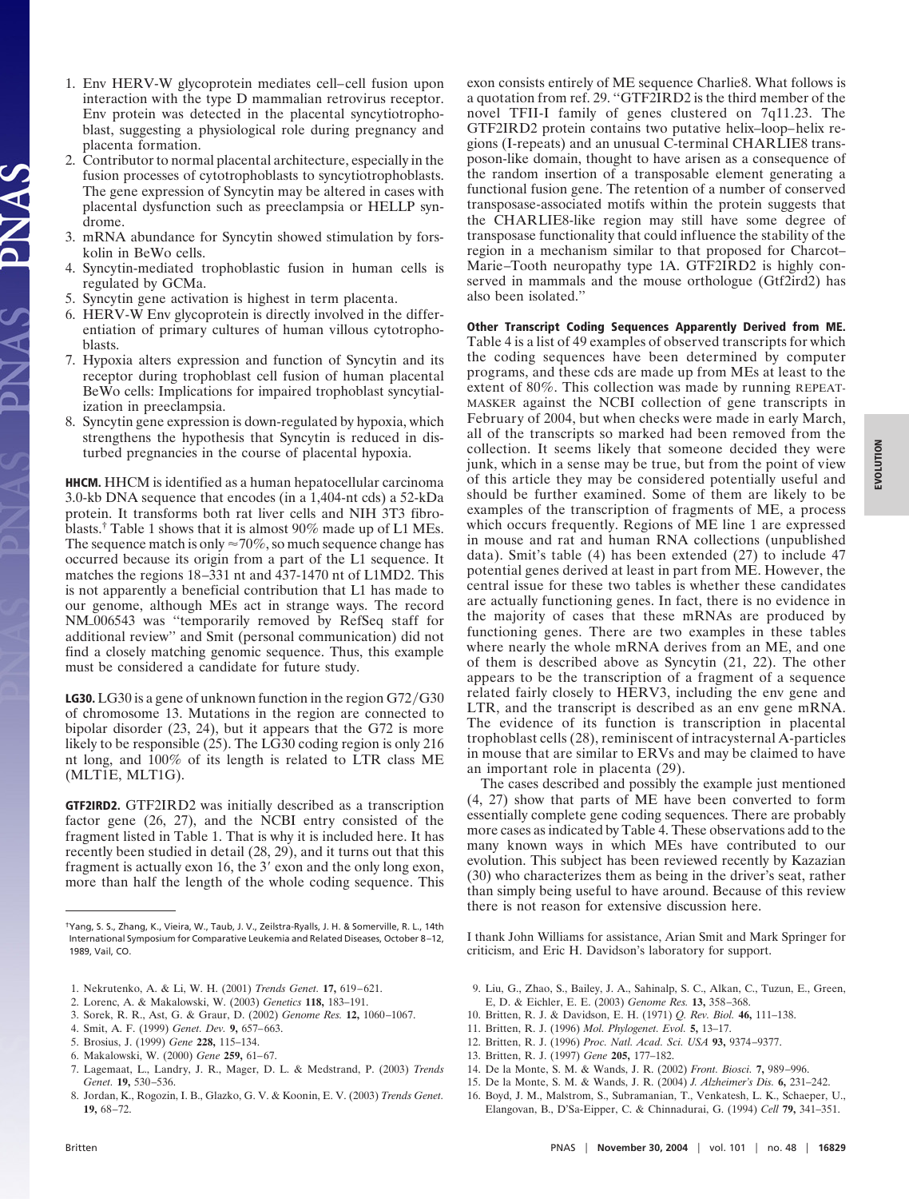1. Env HERV-W glycoprotein mediates cell–cell fusion upon interaction with the type D mammalian retrovirus receptor. Env protein was detected in the placental syncytiotrophoblast, suggesting a physiological role during pregnancy and placenta formation.
2. Contributor to normal placental architecture, especially in the fusion processes of cytotrophoblasts to syncytiotrophoblasts. The gene expression of Syncytin may be altered in cases with placental dysfunction such as preeclampsia or HELLP syndrome.
3. mRNA abundance for Syncytin showed stimulation by forskolin in BeWo cells.
4. Syncytin-mediated trophoblastic fusion in human cells is regulated by GCMa.
5. Syncytin gene activation is highest in term placenta.
6. HERV-W Env glycoprotein is directly involved in the differentiation of primary cultures of human villous cytotrophoblasts.
7. Hypoxia alters expression and function of Syncytin and its receptor during trophoblast cell fusion of human placental BeWo cells: Implications for impaired trophoblast syncytialization in preeclampsia.
8. Syncytin gene expression is down-regulated by hypoxia, which strengthens the hypothesis that Syncytin is reduced in disturbed pregnancies in the course of placental hypoxia.

**HHCM.** HHCM is identified as a human hepatocellular carcinoma 3.0-kb DNA sequence that encodes (in a 1,404-nt cds) a 52-kDa protein. It transforms both rat liver cells and NIH 3T3 fibroblasts.† Table 1 shows that it is almost 90% made up of L1 MEs. The sequence match is only ≈70%, so much sequence change has occurred because its origin from a part of the L1 sequence. It matches the regions 18–331 nt and 437-1470 nt of L1MD2. This is not apparently a beneficial contribution that L1 has made to our genome, although MEs act in strange ways. The record NM_006543 was "temporarily removed by RefSeq staff for additional review" and Smit (personal communication) did not find a closely matching genomic sequence. Thus, this example must be considered a candidate for future study.

**LG30.** LG30 is a gene of unknown function in the region G72/G30 of chromosome 13. Mutations in the region are connected to bipolar disorder (23, 24), but it appears that the G72 is more likely to be responsible (25). The LG30 coding region is only 216 nt long, and 100% of its length is related to LTR class ME (MLT1E, MLT1G).

**GTF2IRD2.** GTF2IRD2 was initially described as a transcription factor gene (26, 27), and the NCBI entry consisted of the fragment listed in Table 1. That is why it is included here. It has recently been studied in detail (28, 29), and it turns out that this fragment is actually exon 16, the 3′ exon and the only long exon, more than half the length of the whole coding sequence. This exon consists entirely of ME sequence Charlie8. What follows is a quotation from ref. 29. "GTF2IRD2 is the third member of the novel TFII-I family of genes clustered on 7q11.23. The GTF2IRD2 protein contains two putative helix–loop–helix regions (I-repeats) and an unusual C-terminal CHARLIE8 transposon-like domain, thought to have arisen as a consequence of the random insertion of a transposable element generating a functional fusion gene. The retention of a number of conserved transposase-associated motifs within the protein suggests that the CHARLIE8-like region may still have some degree of transposase functionality that could influence the stability of the region in a mechanism similar to that proposed for Charcot–Marie–Tooth neuropathy type 1A. GTF2IRD2 is highly conserved in mammals and the mouse orthologue (Gtf2ird2) has also been isolated."

**Other Transcript Coding Sequences Apparently Derived from ME.** Table 4 is a list of 49 examples of observed transcripts for which the coding sequences have been determined by computer programs, and these cds are made up from MEs at least to the extent of 80%. This collection was made by running REPEATMASKER against the NCBI collection of gene transcripts in February of 2004, but when checks were made in early March, all of the transcripts so marked had been removed from the collection. It seems likely that someone decided they were junk, which in a sense may be true, but from the point of view of this article they may be considered potentially useful and should be further examined. Some of them are likely to be examples of the transcription of fragments of ME, a process which occurs frequently. Regions of ME line 1 are expressed in mouse and rat and human RNA collections (unpublished data). Smit's table (4) has been extended (27) to include 47 potential genes derived at least in part from ME. However, the central issue for these two tables is whether these candidates are actually functioning genes. In fact, there is no evidence in the majority of cases that these mRNAs are produced by functioning genes. There are two examples in these tables where nearly the whole mRNA derives from an ME, and one of them is described above as Syncytin (21, 22). The other appears to be the transcription of a fragment of a sequence related fairly closely to HERV3, including the env gene and LTR, and the transcript is described as an env gene mRNA. The evidence of its function is transcription in placental trophoblast cells (28), reminiscent of intracysternal A-particles in mouse that are similar to ERVs and may be claimed to have an important role in placenta (29).

The cases described and possibly the example just mentioned (4, 27) show that parts of ME have been converted to form essentially complete gene coding sequences. There are probably more cases as indicated by Table 4. These observations add to the many known ways in which MEs have contributed to our evolution. This subject has been reviewed recently by Kazazian (30) who characterizes them as being in the driver's seat, rather than simply being useful to have around. Because of this review there is not reason for extensive discussion here.

I thank John Williams for assistance, Arian Smit and Mark Springer for criticism, and Eric H. Davidson's laboratory for support.

---

†Yang, S. S., Zhang, K., Vieira, W., Taub, J. V., Zeilstra-Ryalls, J. H. & Somerville, R. L., 14th International Symposium for Comparative Leukemia and Related Diseases, October 8–12, 1989, Vail, CO.

1. Nekrutenko, A. & Li, W. H. (2001) *Trends Genet.* **17,** 619–621.
2. Lorenc, A. & Makalowski, W. (2003) *Genetics* **118,** 183–191.
3. Sorek, R. R., Ast, G. & Graur, D. (2002) *Genome Res.* **12,** 1060–1067.
4. Smit, A. F. (1999) *Genet. Dev.* **9,** 657–663.
5. Brosius, J. (1999) *Gene* **228,** 115–134.
6. Makalowski, W. (2000) *Gene* **259,** 61–67.
7. Lagemaat, L., Landry, J. R., Mager, D. L. & Medstrand, P. (2003) *Trends Genet.* **19,** 530–536.
8. Jordan, K., Rogozin, I. B., Glazko, G. V. & Koonin, E. V. (2003) *Trends Genet.* **19,** 68–72.
9. Liu, G., Zhao, S., Bailey, J. A., Sahinalp, S. C., Alkan, C., Tuzun, E., Green, E. D. & Eichler, E. E. (2003) *Genome Res.* **13,** 358–368.
10. Britten, R. J. & Davidson, E. H. (1971) *Q. Rev. Biol.* **46,** 111–138.
11. Britten, R. J. (1996) *Mol. Phylogenet. Evol.* **5,** 13–17.
12. Britten, R. J. (1996) *Proc. Natl. Acad. Sci. USA* **93,** 9374–9377.
13. Britten, R. J. (1997) *Gene* **205,** 177–182.
14. De la Monte, S. M. & Wands, J. R. (2002) *Front. Biosci.* **7,** 989–996.
15. De la Monte, S. M. & Wands, J. R. (2004) *J. Alzheimer's Dis.* **6,** 231–242.
16. Boyd, J. M., Malstrom, S., Subramanian, T., Venkatesh, L. K., Schaeper, U., Elangovan, B., D'Sa-Eipper, C. & Chinnadurai, G. (1994) *Cell* **79,** 341–351.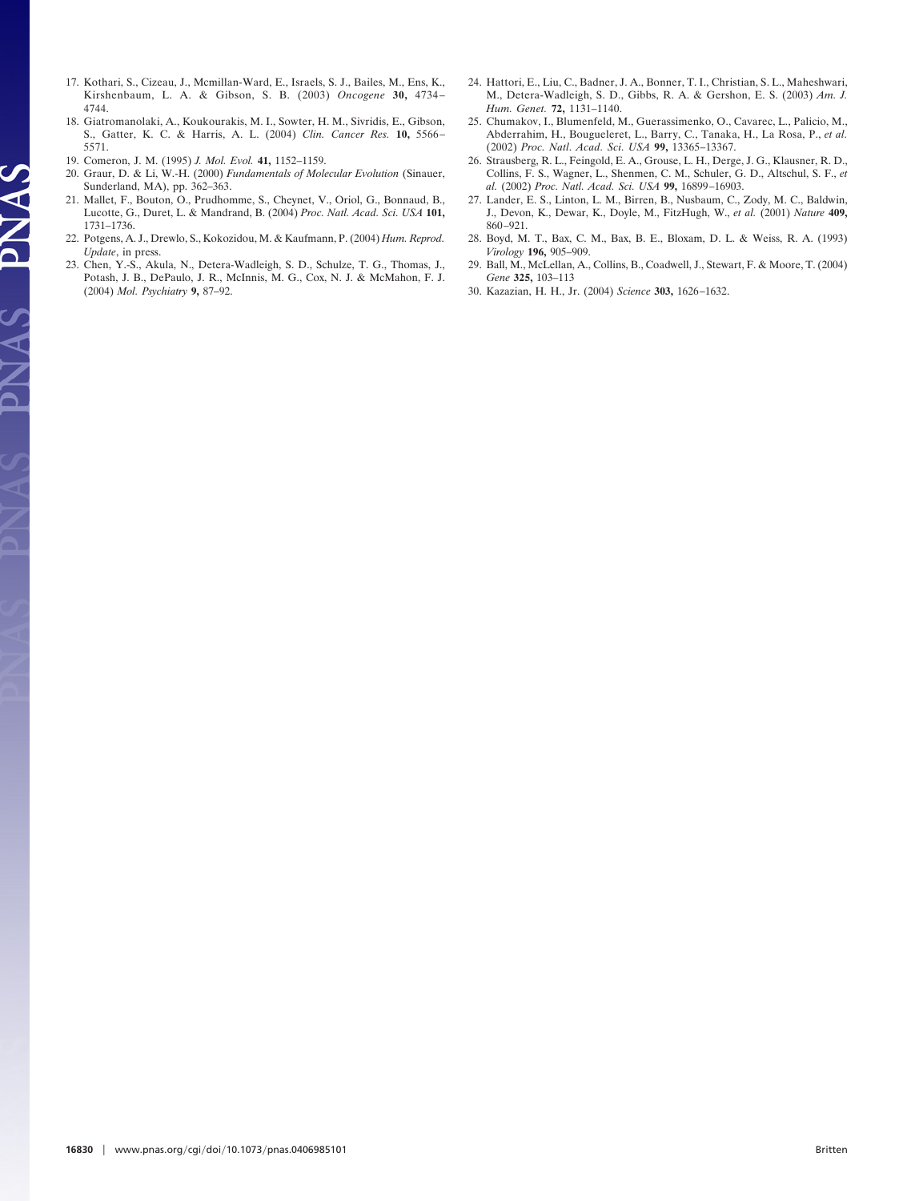17. Kothari, S., Cizeau, J., Mcmillan-Ward, E., Israels, S. J., Bailes, M., Ens, K., Kirshenbaum, L. A. & Gibson, S. B. (2003) *Oncogene* **30,** 4734–4744.
18. Giatromanolaki, A., Koukourakis, M. I., Sowter, H. M., Sivridis, E., Gibson, S., Gatter, K. C. & Harris, A. L. (2004) *Clin. Cancer Res.* **10,** 5566–5571.
19. Comeron, J. M. (1995) *J. Mol. Evol.* **41,** 1152–1159.
20. Graur, D. & Li, W.-H. (2000) *Fundamentals of Molecular Evolution* (Sinauer, Sunderland, MA), pp. 362–363.
21. Mallet, F., Bouton, O., Prudhomme, S., Cheynet, V., Oriol, G., Bonnaud, B., Lucotte, G., Duret, L. & Mandrand, B. (2004) *Proc. Natl. Acad. Sci. USA* **101,** 1731–1736.
22. Potgens, A. J., Drewlo, S., Kokozidou, M. & Kaufmann, P. (2004) *Hum. Reprod. Update*, in press.
23. Chen, Y.-S., Akula, N., Detera-Wadleigh, S. D., Schulze, T. G., Thomas, J., Potash, J. B., DePaulo, J. R., McInnis, M. G., Cox, N. J. & McMahon, F. J. (2004) *Mol. Psychiatry* **9,** 87–92.
24. Hattori, E., Liu, C., Badner, J. A., Bonner, T. I., Christian, S. L., Maheshwari, M., Detera-Wadleigh, S. D., Gibbs, R. A. & Gershon, E. S. (2003) *Am. J. Hum. Genet.* **72,** 1131–1140.
25. Chumakov, I., Blumenfeld, M., Guerassimenko, O., Cavarec, L., Palicio, M., Abderrahim, H., Bougueleret, L., Barry, C., Tanaka, H., La Rosa, P., *et al.* (2002) *Proc. Natl. Acad. Sci. USA* **99,** 13365–13367.
26. Strausberg, R. L., Feingold, E. A., Grouse, L. H., Derge, J. G., Klausner, R. D., Collins, F. S., Wagner, L., Shenmen, C. M., Schuler, G. D., Altschul, S. F., *et al.* (2002) *Proc. Natl. Acad. Sci. USA* **99,** 16899–16903.
27. Lander, E. S., Linton, L. M., Birren, B., Nusbaum, C., Zody, M. C., Baldwin, J., Devon, K., Dewar, K., Doyle, M., FitzHugh, W., *et al.* (2001) *Nature* **409,** 860–921.
28. Boyd, M. T., Bax, C. M., Bax, B. E., Bloxam, D. L. & Weiss, R. A. (1993) *Virology* **196,** 905–909.
29. Ball, M., McLellan, A., Collins, B., Coadwell, J., Stewart, F. & Moore, T. (2004) *Gene* **325,** 103–113
30. Kazazian, H. H., Jr. (2004) *Science* **303,** 1626–1632.